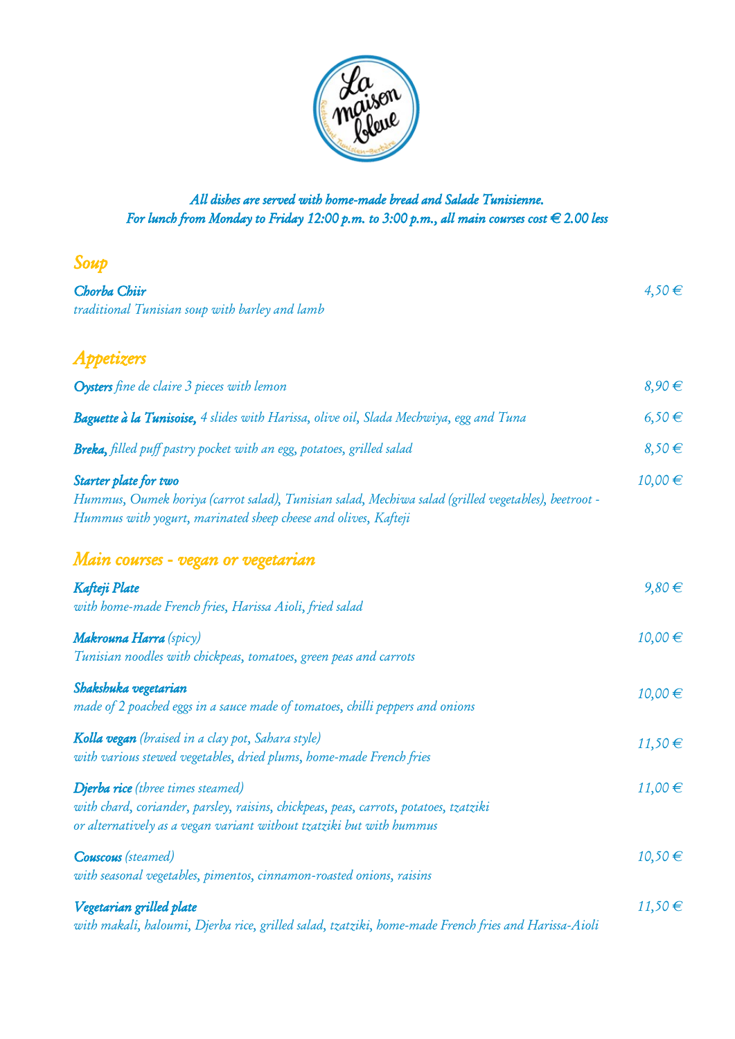*All dishes are served with home-made bread and Salade Tunisienne.*
*For lunch from Monday to Friday 12:00 p.m. to 3:00 p.m., all main courses cost € 2.00 less*

## Soup

***Chorba Chiir*** — *4,50 €*
*traditional Tunisian soup with barley and lamb*

## Appetizers

***Oysters*** *fine de claire 3 pieces with lemon* — *8,90 €*

***Baguette à la Tunisoise,*** *4 slides with Harissa, olive oil, Slada Mechwiya, egg and Tuna* — *6,50 €*

***Breka,*** *filled puff pastry pocket with an egg, potatoes, grilled salad* — *8,50 €*

***Starter plate for two*** — *10,00 €*
*Hummus, Oumek horiya (carrot salad), Tunisian salad, Mechiwa salad (grilled vegetables), beetroot - Hummus with yogurt, marinated sheep cheese and olives, Kafteji*

## Main courses - vegan or vegetarian

***Kafteji Plate*** — *9,80 €*
*with home-made French fries, Harissa Aioli, fried salad*

***Makrouna Harra*** *(spicy)* — *10,00 €*
*Tunisian noodles with chickpeas, tomatoes, green peas and carrots*

***Shakshuka vegetarian*** — *10,00 €*
*made of 2 poached eggs in a sauce made of tomatoes, chilli peppers and onions*

***Kolla vegan*** *(braised in a clay pot, Sahara style)* — *11,50 €*
*with various stewed vegetables, dried plums, home-made French fries*

***Djerba rice*** *(three times steamed)* — *11,00 €*
*with chard, coriander, parsley, raisins, chickpeas, peas, carrots, potatoes, tzatziki*
*or alternatively as a vegan variant without tzatziki but with hummus*

***Couscous*** *(steamed)* — *10,50 €*
*with seasonal vegetables, pimentos, cinnamon-roasted onions, raisins*

***Vegetarian grilled plate*** — *11,50 €*
*with makali, haloumi, Djerba rice, grilled salad, tzatziki, home-made French fries and Harissa-Aioli*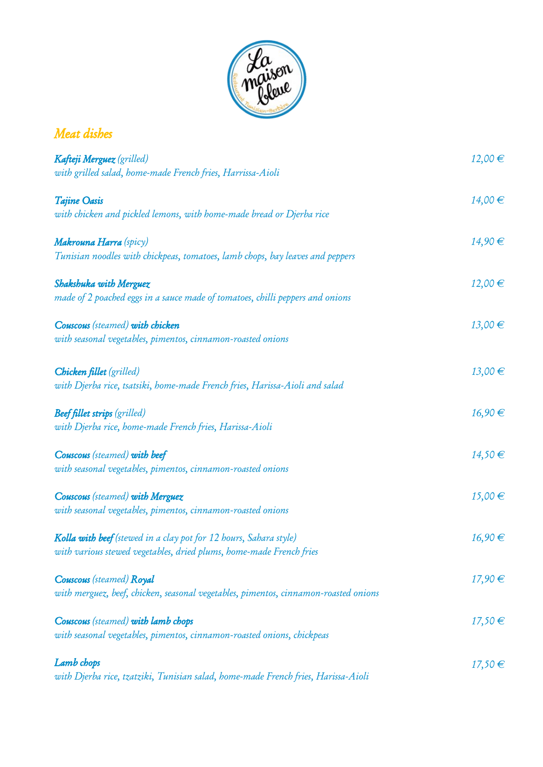## Meat dishes

***Kafteji Merguez*** *(grilled)* — *12,00 €*
*with grilled salad, home-made French fries, Harrissa-Aioli*

***Tajine Oasis*** — *14,00 €*
*with chicken and pickled lemons, with home-made bread or Djerba rice*

***Makrouna Harra*** *(spicy)* — *14,90 €*
*Tunisian noodles with chickpeas, tomatoes, lamb chops, bay leaves and peppers*

***Shakshuka with Merguez*** — *12,00 €*
*made of 2 poached eggs in a sauce made of tomatoes, chilli peppers and onions*

***Couscous*** *(steamed)* ***with chicken*** — *13,00 €*
*with seasonal vegetables, pimentos, cinnamon-roasted onions*

***Chicken fillet*** *(grilled)* — *13,00 €*
*with Djerba rice, tsatsiki, home-made French fries, Harissa-Aioli and salad*

***Beef fillet strips*** *(grilled)* — *16,90 €*
*with Djerba rice, home-made French fries, Harissa-Aioli*

***Couscous*** *(steamed)* ***with beef*** — *14,50 €*
*with seasonal vegetables, pimentos, cinnamon-roasted onions*

***Couscous*** *(steamed)* ***with Merguez*** — *15,00 €*
*with seasonal vegetables, pimentos, cinnamon-roasted onions*

***Kolla with beef*** *(stewed in a clay pot for 12 hours, Sahara style)* — *16,90 €*
*with various stewed vegetables, dried plums, home-made French fries*

***Couscous*** *(steamed)* ***Royal*** — *17,90 €*
*with merguez, beef, chicken, seasonal vegetables, pimentos, cinnamon-roasted onions*

***Couscous*** *(steamed)* ***with lamb chops*** — *17,50 €*
*with seasonal vegetables, pimentos, cinnamon-roasted onions, chickpeas*

***Lamb chops*** — *17,50 €*
*with Djerba rice, tzatziki, Tunisian salad, home-made French fries, Harissa-Aioli*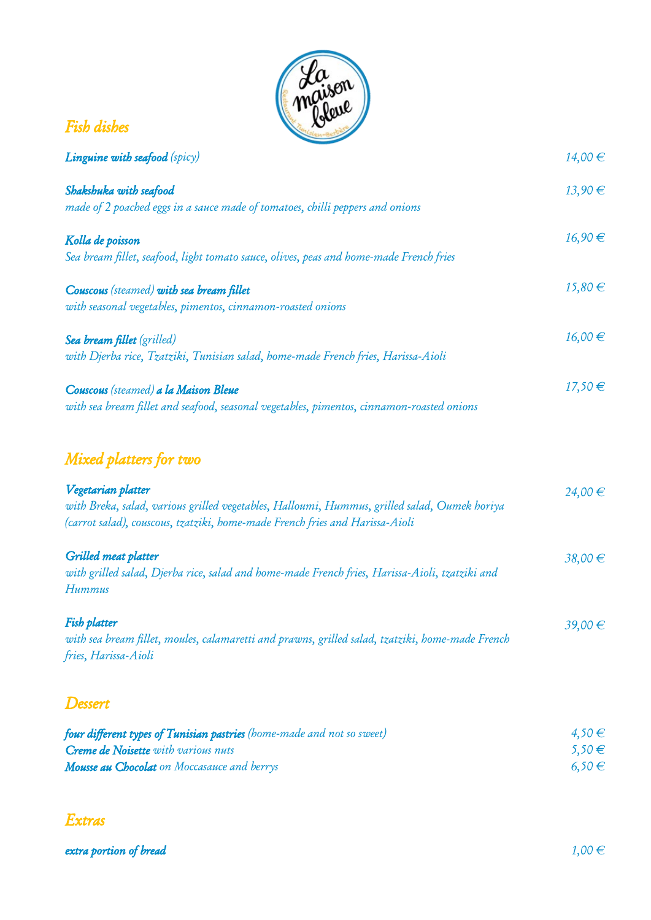## Fish dishes

**Linguine with seafood** *(spicy)* — 14,00 €

**Shakshuka with seafood** — 13,90 €
*made of 2 poached eggs in a sauce made of tomatoes, chilli peppers and onions*

**Kolla de poisson** — 16,90 €
*Sea bream fillet, seafood, light tomato sauce, olives, peas and home-made French fries*

**Couscous** *(steamed)* **with sea bream fillet** — 15,80 €
*with seasonal vegetables, pimentos, cinnamon-roasted onions*

**Sea bream fillet** *(grilled)* — 16,00 €
*with Djerba rice, Tzatziki, Tunisian salad, home-made French fries, Harissa-Aioli*

**Couscous** *(steamed)* **a la Maison Bleue** — 17,50 €
*with sea bream fillet and seafood, seasonal vegetables, pimentos, cinnamon-roasted onions*

## Mixed platters for two

**Vegetarian platter** — 24,00 €
*with Breka, salad, various grilled vegetables, Halloumi, Hummus, grilled salad, Oumek horiya (carrot salad), couscous, tzatziki, home-made French fries and Harissa-Aioli*

**Grilled meat platter** — 38,00 €
*with grilled salad, Djerba rice, salad and home-made French fries, Harissa-Aioli, tzatziki and Hummus*

**Fish platter** — 39,00 €
*with sea bream fillet, moules, calamaretti and prawns, grilled salad, tzatziki, home-made French fries, Harissa-Aioli*

## Dessert

**four different types of Tunisian pastries** *(home-made and not so sweet)* — 4,50 €
**Creme de Noisette** *with various nuts* — 5,50 €
**Mousse au Chocolat** *on Moccasauce and berrys* — 6,50 €

## Extras

**extra portion of bread** — 1,00 €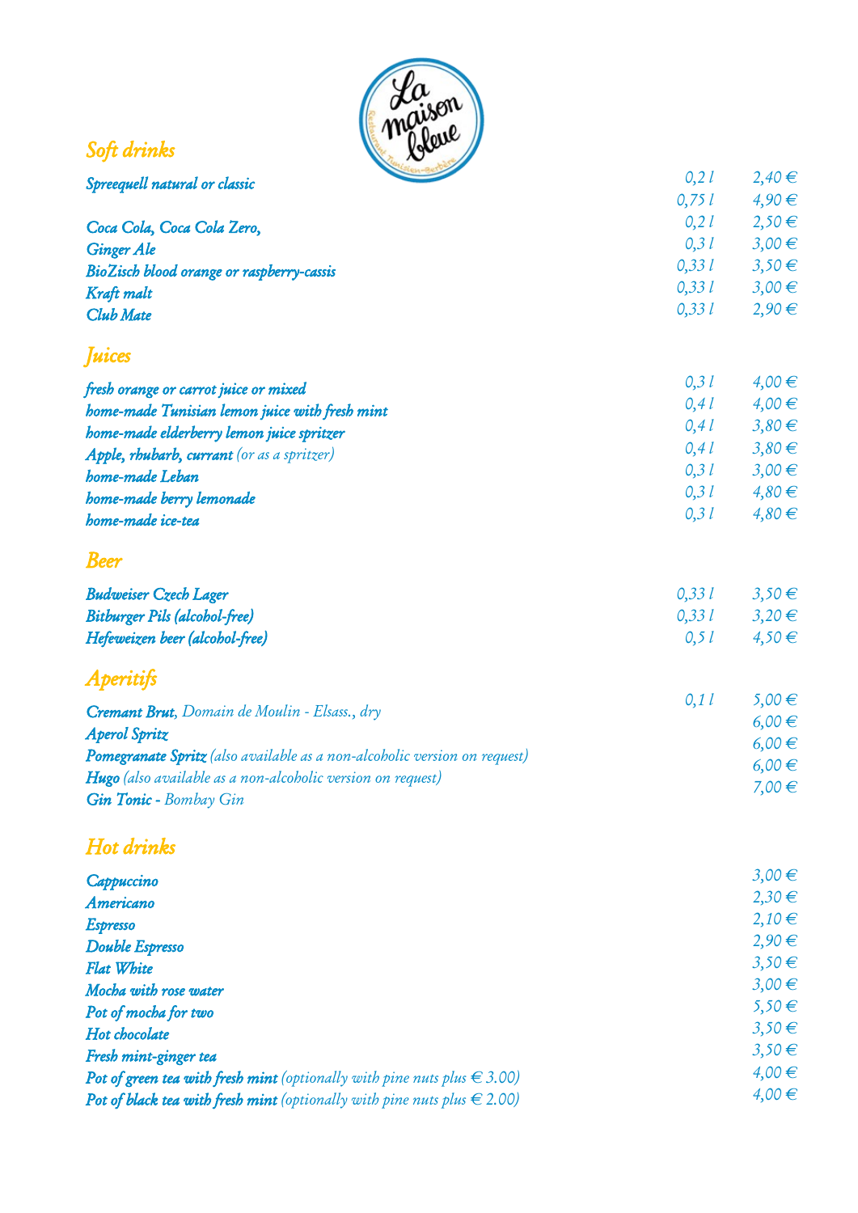La maison bleue
Restaurant Tunisien-Berbère

## Soft drinks

| | | |
|---|---|---|
| ***Spreequell natural or classic*** | *0,2 l* | *2,40 €* |
| | *0,75 l* | *4,90 €* |
| ***Coca Cola, Coca Cola Zero,*** | *0,2 l* | *2,50 €* |
| ***Ginger Ale*** | *0,3 l* | *3,00 €* |
| ***BioZisch blood orange or raspberry-cassis*** | *0,33 l* | *3,50 €* |
| ***Kraft malt*** | *0,33 l* | *3,00 €* |
| ***Club Mate*** | *0,33 l* | *2,90 €* |

## Juices

| | | |
|---|---|---|
| ***fresh orange or carrot juice or mixed*** | *0,3 l* | *4,00 €* |
| ***home-made Tunisian lemon juice with fresh mint*** | *0,4 l* | *4,00 €* |
| ***home-made elderberry lemon juice spritzer*** | *0,4 l* | *3,80 €* |
| ***Apple, rhubarb, currant*** *(or as a spritzer)* | *0,4 l* | *3,80 €* |
| ***home-made Leban*** | *0,3 l* | *3,00 €* |
| ***home-made berry lemonade*** | *0,3 l* | *4,80 €* |
| ***home-made ice-tea*** | *0,3 l* | *4,80 €* |

## Beer

| | | |
|---|---|---|
| ***Budweiser Czech Lager*** | *0,33 l* | *3,50 €* |
| ***Bitburger Pils (alcohol-free)*** | *0,33 l* | *3,20 €* |
| ***Hefeweizen beer (alcohol-free)*** | *0,5 l* | *4,50 €* |

## Aperitifs

| | | |
|---|---|---|
| ***Cremant Brut****, Domain de Moulin - Elsass., dry* | *0,1 l* | *5,00 €* |
| ***Aperol Spritz*** | | *6,00 €* |
| ***Pomegranate Spritz*** *(also available as a non-alcoholic version on request)* | | *6,00 €* |
| ***Hugo*** *(also available as a non-alcoholic version on request)* | | *6,00 €* |
| ***Gin Tonic -*** *Bombay Gin* | | *7,00 €* |

## Hot drinks

| | |
|---|---|
| ***Cappuccino*** | *3,00 €* |
| ***Americano*** | *2,30 €* |
| ***Espresso*** | *2,10 €* |
| ***Double Espresso*** | *2,90 €* |
| ***Flat White*** | *3,50 €* |
| ***Mocha with rose water*** | *3,00 €* |
| ***Pot of mocha for two*** | *5,50 €* |
| ***Hot chocolate*** | *3,50 €* |
| ***Fresh mint-ginger tea*** | *3,50 €* |
| ***Pot of green tea with fresh mint*** *(optionally with pine nuts plus € 3.00)* | *4,00 €* |
| ***Pot of black tea with fresh mint*** *(optionally with pine nuts plus € 2.00)* | *4,00 €* |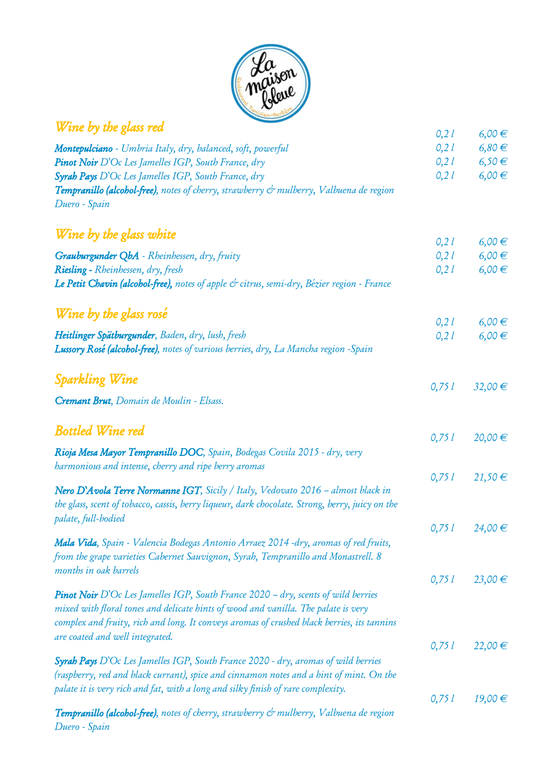## Wine by the glass red

| Wine | Quantity | Price |
|---|---|---|
| ***Montepulciano*** *- Umbria Italy, dry, balanced, soft, powerful* | 0,2 l | 6,00 € |
| ***Pinot Noir*** *D'Oc Les Jamelles IGP, South France, dry* | 0,2 l | 6,80 € |
| ***Syrah Pays*** *D'Oc Les Jamelles IGP, South France, dry* | 0,2 l | 6,50 € |
| ***Tempranillo (alcohol-free)****, notes of cherry, strawberry & mulberry, Valbuena de region Duero - Spain* | 0,2 l | 6,00 € |

## Wine by the glass white

| Wine | Quantity | Price |
|---|---|---|
| ***Grauburgunder QbA*** *- Rheinhessen, dry, fruity* | 0,2 l | 6,00 € |
| ***Riesling*** *- Rheinhessen, dry, fresh* | 0,2 l | 6,00 € |
| ***Le Petit Chavin (alcohol-free),*** *notes of apple & citrus, semi-dry, Bézier region - France* | 0,2 l | 6,00 € |

## Wine by the glass rosé

| Wine | Quantity | Price |
|---|---|---|
| ***Heitlinger Spätburgunder****, Baden, dry, lush, fresh* | 0,2 l | 6,00 € |
| ***Lussory Rosé (alcohol-free)****, notes of various berries, dry, La Mancha region -Spain* | 0,2 l | 6,00 € |

## Sparkling Wine

| Wine | Quantity | Price |
|---|---|---|
| ***Cremant Brut****, Domain de Moulin - Elsass.* | 0,75 l | 32,00 € |

## Bottled Wine red

| Wine | Quantity | Price |
|---|---|---|
| ***Rioja Mesa Mayor Tempranillo DOC****, Spain, Bodegas Covila 2015 - dry, very harmonious and intense, cherry and ripe berry aromas* | 0,75 l | 20,00 € |
| ***Nero D'Avola Terre Normanne IGT****, Sicily / Italy, Vedovato 2016 – almost black in the glass, scent of tobacco, cassis, berry liqueur, dark chocolate. Strong, berry, juicy on the palate, full-bodied* | 0,75 l | 21,50 € |
| ***Mala Vida****, Spain - Valencia Bodegas Antonio Arraez 2014 -dry, aromas of red fruits, from the grape varieties Cabernet Sauvignon, Syrah, Tempranillo and Monastrell. 8 months in oak barrels* | 0,75 l | 24,00 € |
| ***Pinot Noir*** *D'Oc Les Jamelles IGP, South France 2020 – dry, scents of wild berries mixed with floral tones and delicate hints of wood and vanilla. The palate is very complex and fruity, rich and long. It conveys aromas of crushed black berries, its tannins are coated and well integrated.* | 0,75 l | 23,00 € |
| ***Syrah Pays*** *D'Oc Les Jamelles IGP, South France 2020 - dry, aromas of wild berries (raspberry, red and black currant), spice and cinnamon notes and a hint of mint. On the palate it is very rich and fat, with a long and silky finish of rare complexity.* | 0,75 l | 22,00 € |
| ***Tempranillo (alcohol-free)****, notes of cherry, strawberry & mulberry, Valbuena de region Duero - Spain* | 0,75 l | 19,00 € |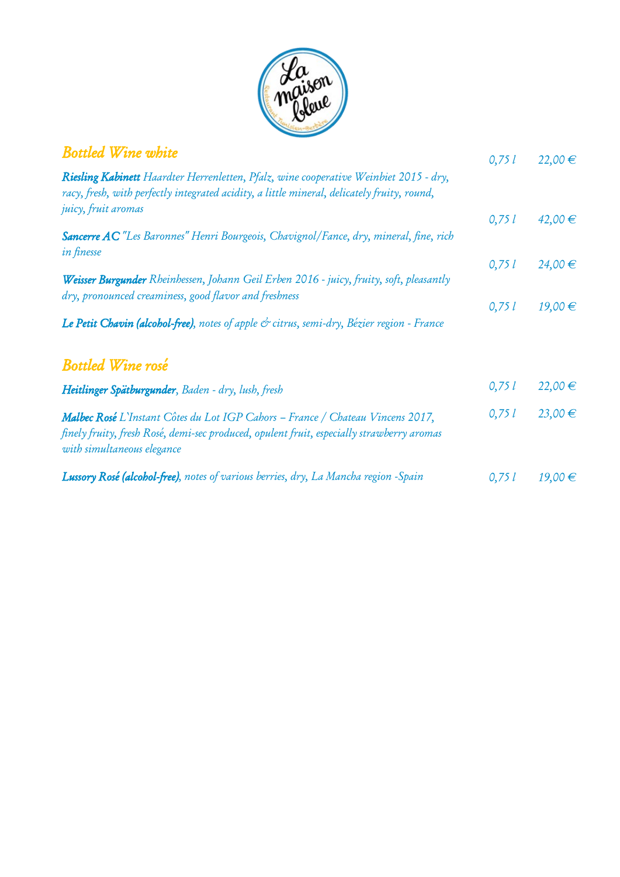## Bottled Wine white

| | | |
|---|---|---|
| ***Riesling Kabinett*** *Haardter Herrenletten, Pfalz, wine cooperative Weinbiet 2015 - dry, racy, fresh, with perfectly integrated acidity, a little mineral, delicately fruity, round, juicy, fruit aromas* | *0,75 l* | *22,00 €* |
| ***Sancerre AC*** *"Les Baronnes" Henri Bourgeois, Chavignol/Fance, dry, mineral, fine, rich in finesse* | *0,75 l* | *42,00 €* |
| ***Weisser Burgunder*** *Rheinhessen, Johann Geil Erben 2016 - juicy, fruity, soft, pleasantly dry, pronounced creaminess, good flavor and freshness* | *0,75 l* | *24,00 €* |
| ***Le Petit Chavin (alcohol-free)****, notes of apple & citrus, semi-dry, Bézier region - France* | *0,75 l* | *19,00 €* |

## Bottled Wine rosé

| | | |
|---|---|---|
| ***Heitlinger Spätburgunder****, Baden - dry, lush, fresh* | *0,75 l* | *22,00 €* |
| ***Malbec Rosé*** *L`Instant Côtes du Lot IGP Cahors – France / Chateau Vincens 2017, finely fruity, fresh Rosé, demi-sec produced, opulent fruit, especially strawberry aromas with simultaneous elegance* | *0,75 l* | *23,00 €* |
| ***Lussory Rosé (alcohol-free)****, notes of various berries, dry, La Mancha region -Spain* | *0,75 l* | *19,00 €* |